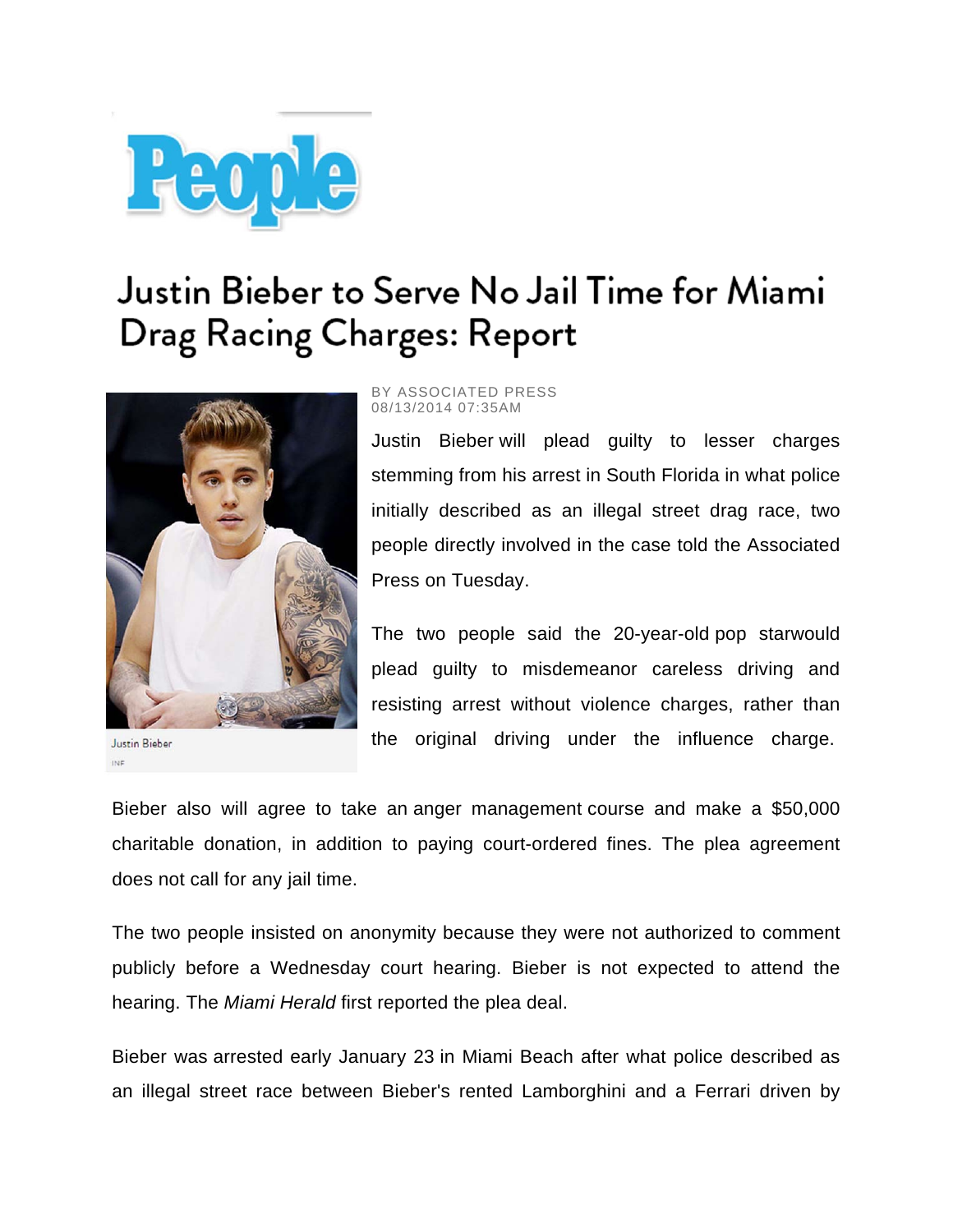People

# Justin Bieber to Serve No Jail Time for Miami Drag Racing Charges: Report

Justin Bieber
INF

BY ASSOCIATED PRESS
08/13/2014 07:35AM

Justin Bieber will plead guilty to lesser charges stemming from his arrest in South Florida in what police initially described as an illegal street drag race, two people directly involved in the case told the Associated Press on Tuesday.

The two people said the 20-year-old pop starwould plead guilty to misdemeanor careless driving and resisting arrest without violence charges, rather than the original driving under the influence charge.

Bieber also will agree to take an anger management course and make a $50,000 charitable donation, in addition to paying court-ordered fines. The plea agreement does not call for any jail time.

The two people insisted on anonymity because they were not authorized to comment publicly before a Wednesday court hearing. Bieber is not expected to attend the hearing. The *Miami Herald* first reported the plea deal.

Bieber was arrested early January 23 in Miami Beach after what police described as an illegal street race between Bieber's rented Lamborghini and a Ferrari driven by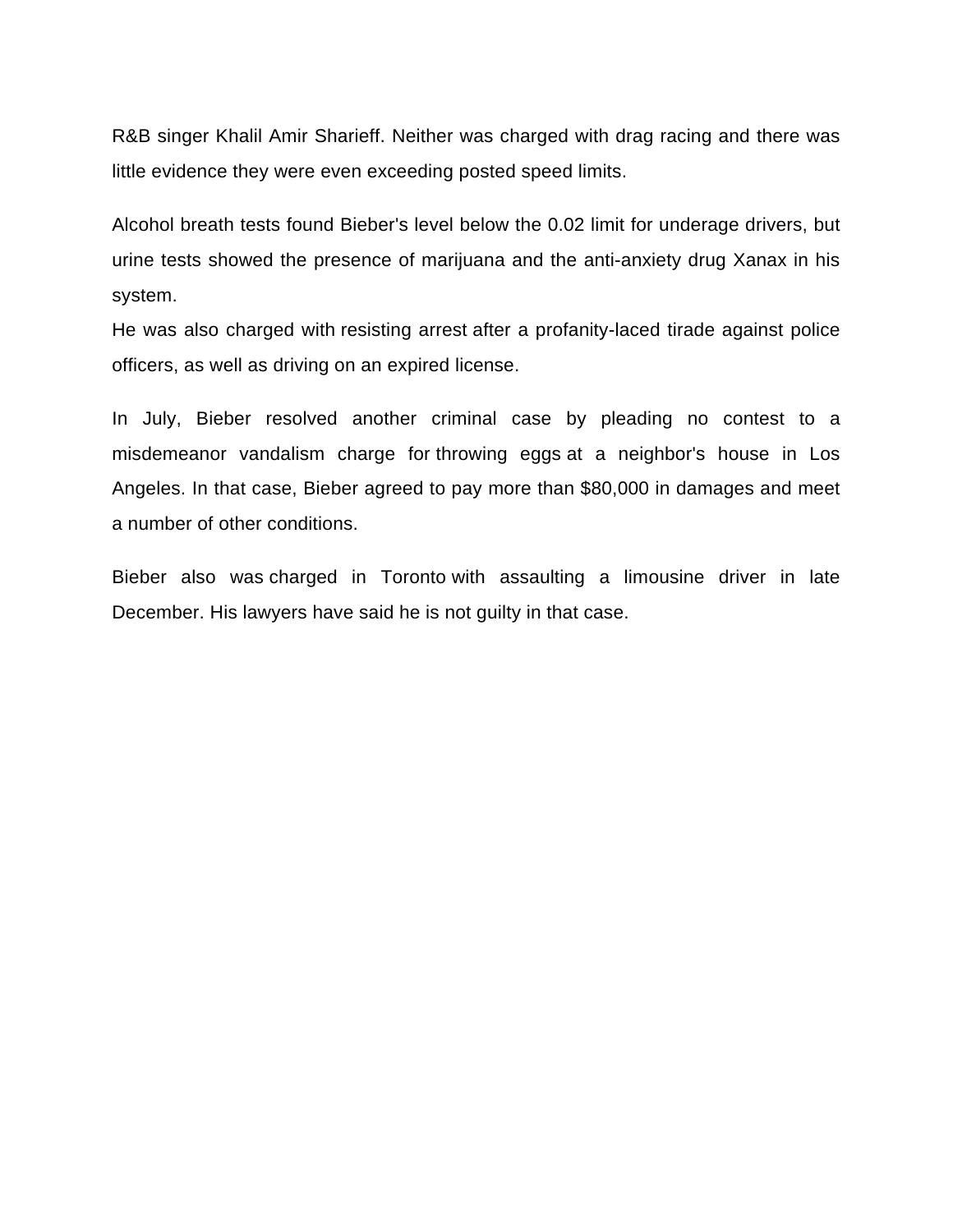R&B singer Khalil Amir Sharieff. Neither was charged with drag racing and there was little evidence they were even exceeding posted speed limits.

Alcohol breath tests found Bieber's level below the 0.02 limit for underage drivers, but urine tests showed the presence of marijuana and the anti-anxiety drug Xanax in his system.
He was also charged with resisting arrest after a profanity-laced tirade against police officers, as well as driving on an expired license.

In July, Bieber resolved another criminal case by pleading no contest to a misdemeanor vandalism charge for throwing eggs at a neighbor's house in Los Angeles. In that case, Bieber agreed to pay more than $80,000 in damages and meet a number of other conditions.

Bieber also was charged in Toronto with assaulting a limousine driver in late December. His lawyers have said he is not guilty in that case.